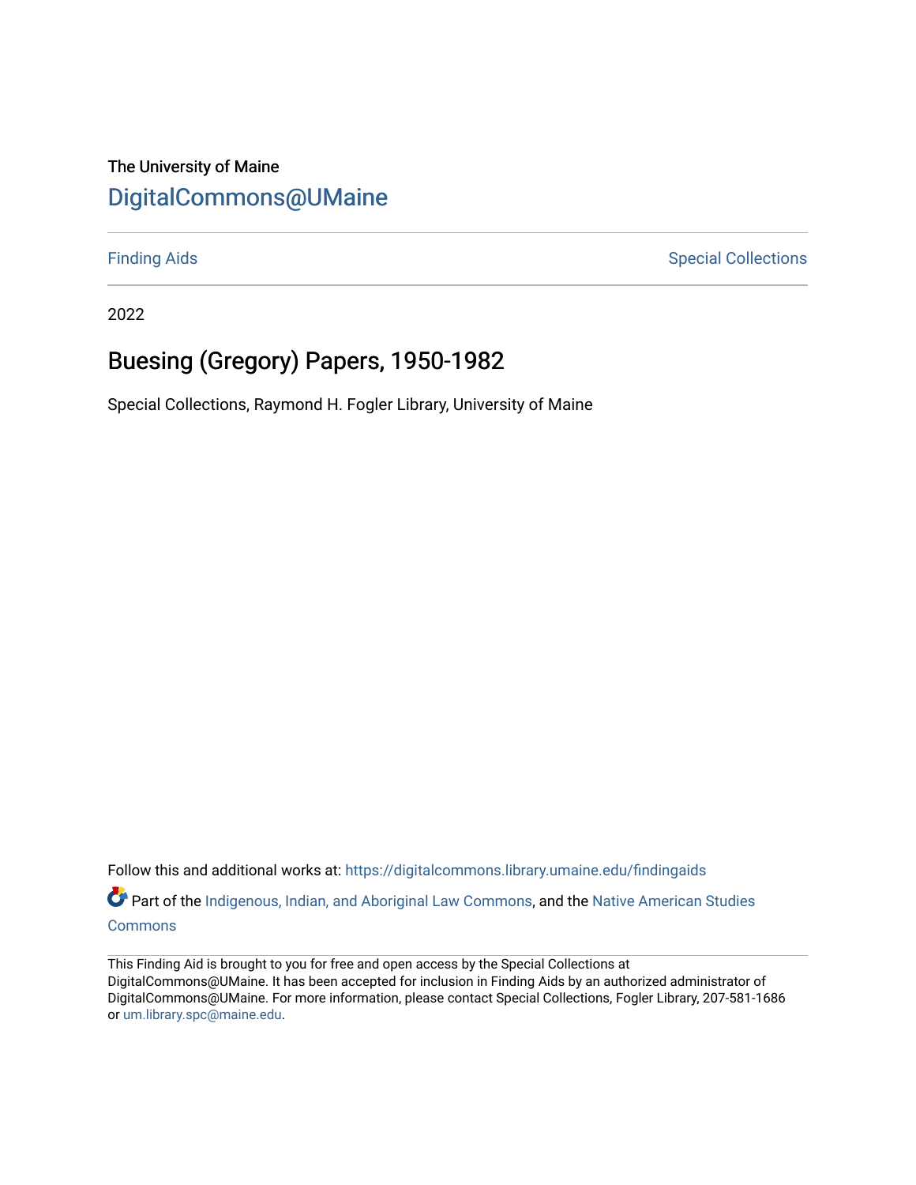The University of Maine

# DigitalCommons@UMaine

Finding Aids | Special Collections

2022

## Buesing (Gregory) Papers, 1950-1982

Special Collections, Raymond H. Fogler Library, University of Maine

Follow this and additional works at: https://digitalcommons.library.umaine.edu/findingaids

Part of the Indigenous, Indian, and Aboriginal Law Commons, and the Native American Studies Commons

This Finding Aid is brought to you for free and open access by the Special Collections at DigitalCommons@UMaine. It has been accepted for inclusion in Finding Aids by an authorized administrator of DigitalCommons@UMaine. For more information, please contact Special Collections, Fogler Library, 207-581-1686 or um.library.spc@maine.edu.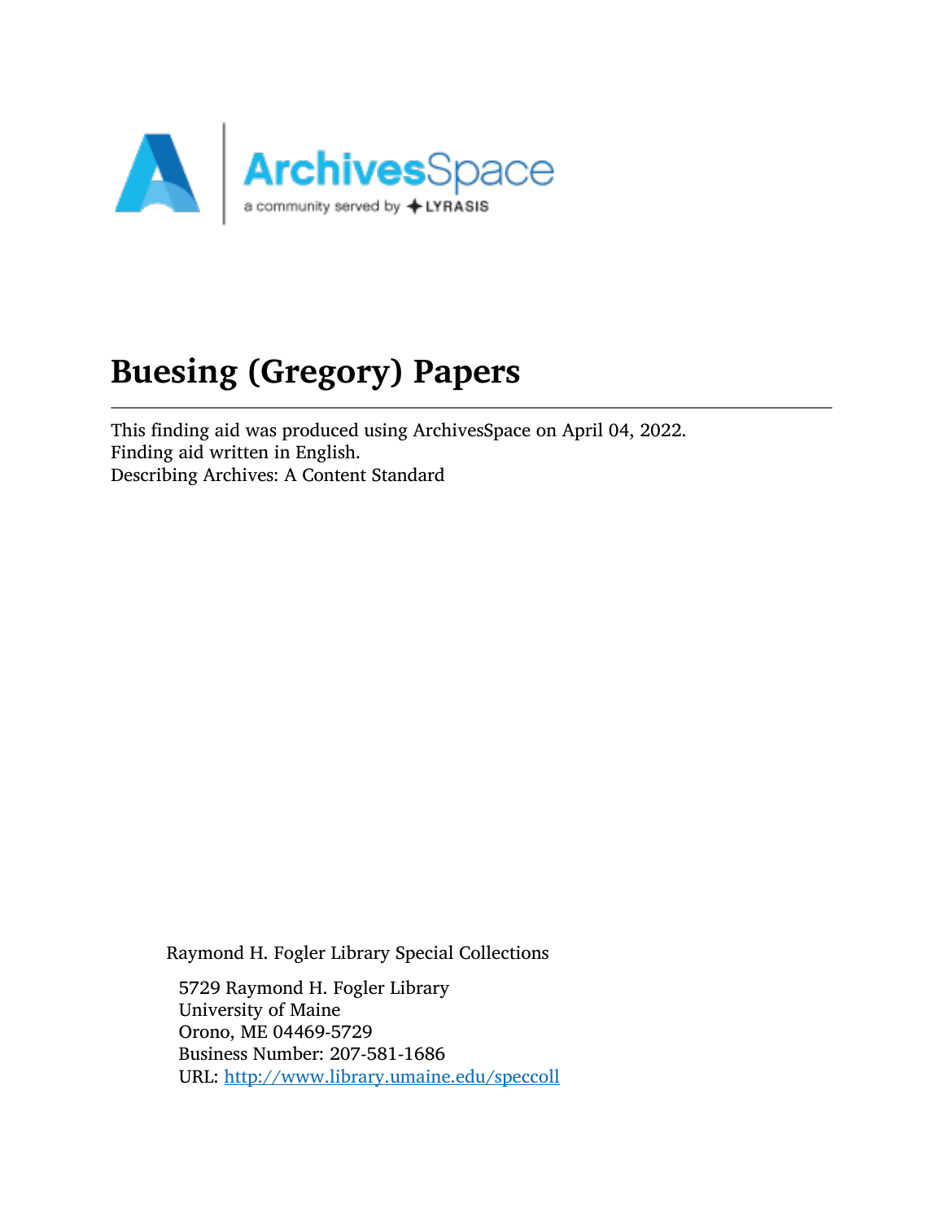# Buesing (Gregory) Papers

This finding aid was produced using ArchivesSpace on April 04, 2022.
Finding aid written in English.
Describing Archives: A Content Standard

Raymond H. Fogler Library Special Collections

5729 Raymond H. Fogler Library
University of Maine
Orono, ME 04469-5729
Business Number: 207-581-1686
URL: http://www.library.umaine.edu/speccoll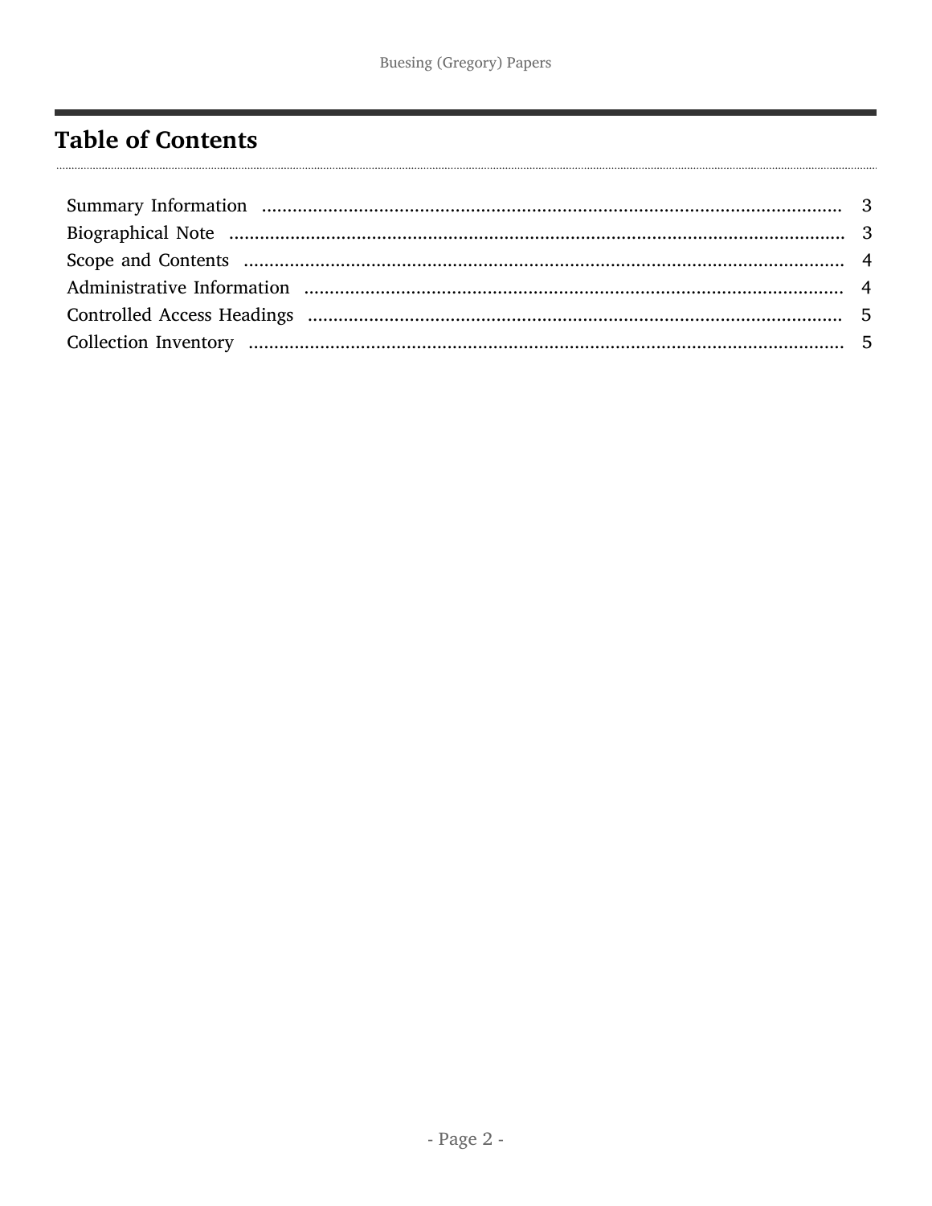# Table of Contents

Summary Information ..................................................................................................... 3
Biographical Note ......................................................................................................... 3
Scope and Contents ...................................................................................................... 4
Administrative Information ........................................................................................... 4
Controlled Access Headings .......................................................................................... 5
Collection Inventory ...................................................................................................... 5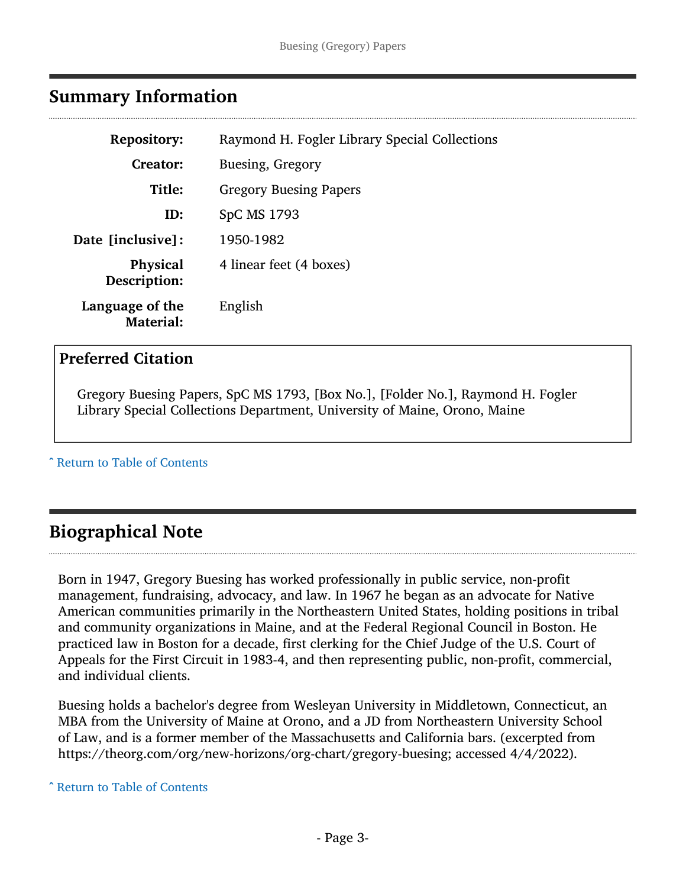## Summary Information

| | |
|---|---|
| **Repository:** | Raymond H. Fogler Library Special Collections |
| **Creator:** | Buesing, Gregory |
| **Title:** | Gregory Buesing Papers |
| **ID:** | SpC MS 1793 |
| **Date [inclusive]:** | 1950-1982 |
| **Physical Description:** | 4 linear feet (4 boxes) |
| **Language of the Material:** | English |

### Preferred Citation

Gregory Buesing Papers, SpC MS 1793, [Box No.], [Folder No.], Raymond H. Fogler Library Special Collections Department, University of Maine, Orono, Maine

ˆ Return to Table of Contents

## Biographical Note

Born in 1947, Gregory Buesing has worked professionally in public service, non-profit management, fundraising, advocacy, and law. In 1967 he began as an advocate for Native American communities primarily in the Northeastern United States, holding positions in tribal and community organizations in Maine, and at the Federal Regional Council in Boston. He practiced law in Boston for a decade, first clerking for the Chief Judge of the U.S. Court of Appeals for the First Circuit in 1983-4, and then representing public, non-profit, commercial, and individual clients.

Buesing holds a bachelor's degree from Wesleyan University in Middletown, Connecticut, an MBA from the University of Maine at Orono, and a JD from Northeastern University School of Law, and is a former member of the Massachusetts and California bars. (excerpted from https://theorg.com/org/new-horizons/org-chart/gregory-buesing; accessed 4/4/2022).

ˆ Return to Table of Contents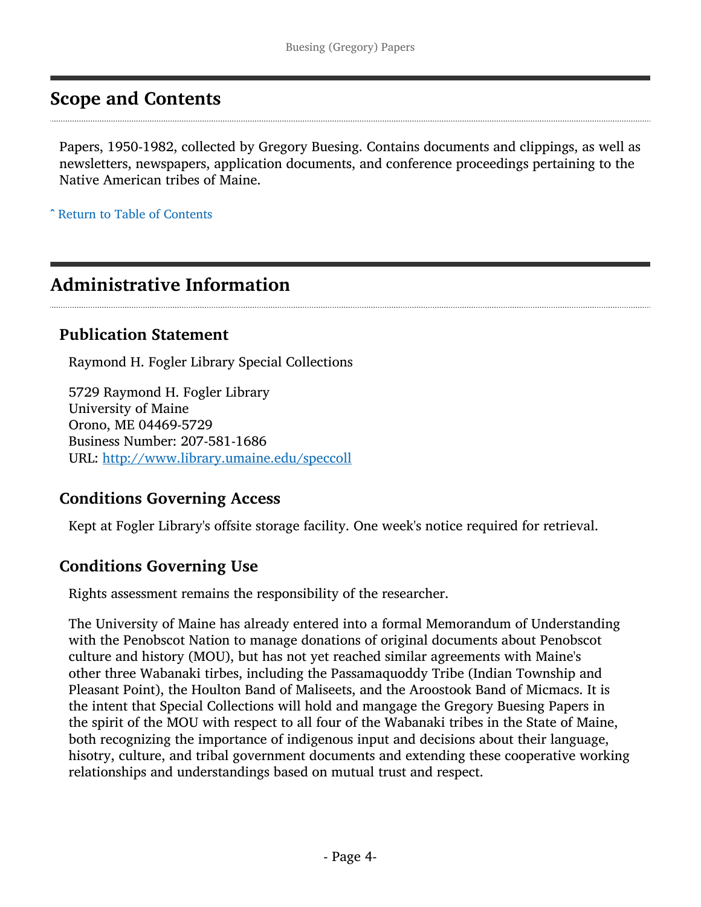## Scope and Contents

Papers, 1950-1982, collected by Gregory Buesing. Contains documents and clippings, as well as newsletters, newspapers, application documents, and conference proceedings pertaining to the Native American tribes of Maine.

ˆ Return to Table of Contents

## Administrative Information

### Publication Statement

Raymond H. Fogler Library Special Collections

5729 Raymond H. Fogler Library
University of Maine
Orono, ME 04469-5729
Business Number: 207-581-1686
URL: http://www.library.umaine.edu/speccoll

### Conditions Governing Access

Kept at Fogler Library's offsite storage facility. One week's notice required for retrieval.

### Conditions Governing Use

Rights assessment remains the responsibility of the researcher.

The University of Maine has already entered into a formal Memorandum of Understanding with the Penobscot Nation to manage donations of original documents about Penobscot culture and history (MOU), but has not yet reached similar agreements with Maine's other three Wabanaki tirbes, including the Passamaquoddy Tribe (Indian Township and Pleasant Point), the Houlton Band of Maliseets, and the Aroostook Band of Micmacs. It is the intent that Special Collections will hold and mangage the Gregory Buesing Papers in the spirit of the MOU with respect to all four of the Wabanaki tribes in the State of Maine, both recognizing the importance of indigenous input and decisions about their language, hisotry, culture, and tribal government documents and extending these cooperative working relationships and understandings based on mutual trust and respect.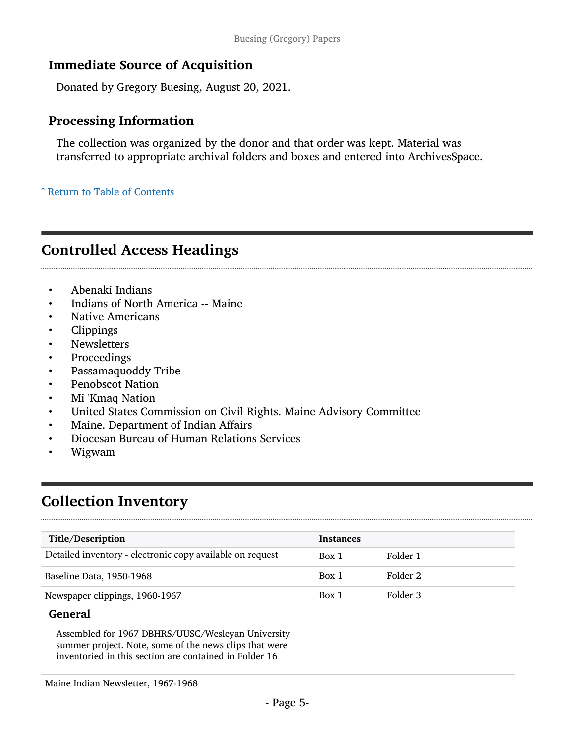### Immediate Source of Acquisition

Donated by Gregory Buesing, August 20, 2021.

### Processing Information

The collection was organized by the donor and that order was kept. Material was transferred to appropriate archival folders and boxes and entered into ArchivesSpace.

ˆ Return to Table of Contents

## Controlled Access Headings

- Abenaki Indians
- Indians of North America -- Maine
- Native Americans
- Clippings
- Newsletters
- Proceedings
- Passamaquoddy Tribe
- Penobscot Nation
- Mi 'Kmaq Nation
- United States Commission on Civil Rights. Maine Advisory Committee
- Maine. Department of Indian Affairs
- Diocesan Bureau of Human Relations Services
- Wigwam

## Collection Inventory

| Title/Description | Instances | |
|---|---|---|
| Detailed inventory - electronic copy available on request | Box 1 | Folder 1 |
| Baseline Data, 1950-1968 | Box 1 | Folder 2 |
| Newspaper clippings, 1960-1967 | Box 1 | Folder 3 |

**General**

Assembled for 1967 DBHRS/UUSC/Wesleyan University summer project. Note, some of the news clips that were inventoried in this section are contained in Folder 16

Maine Indian Newsletter, 1967-1968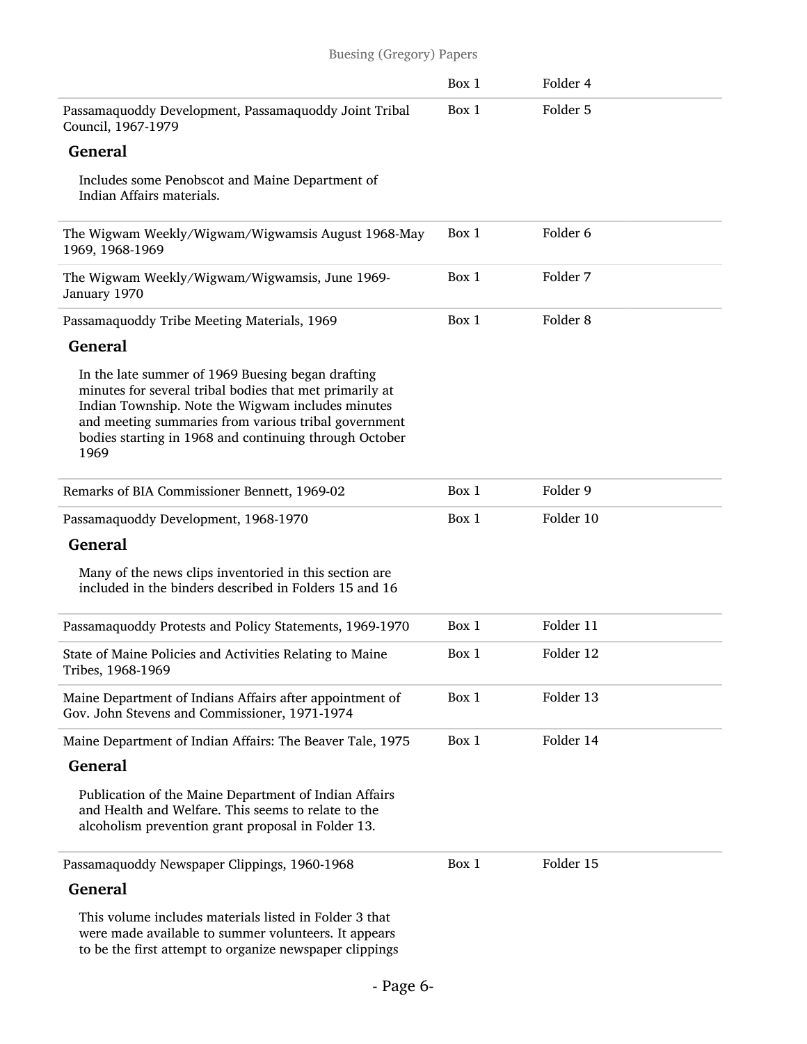| | Box 1 | Folder 4 |
|---|---|---|
| Passamaquoddy Development, Passamaquoddy Joint Tribal Council, 1967-1979 | Box 1 | Folder 5 |

**General**

Includes some Penobscot and Maine Department of Indian Affairs materials.

| | | |
|---|---|---|
| The Wigwam Weekly/Wigwam/Wigwamsis August 1968-May 1969, 1968-1969 | Box 1 | Folder 6 |
| The Wigwam Weekly/Wigwam/Wigwamsis, June 1969-January 1970 | Box 1 | Folder 7 |
| Passamaquoddy Tribe Meeting Materials, 1969 | Box 1 | Folder 8 |

**General**

In the late summer of 1969 Buesing began drafting minutes for several tribal bodies that met primarily at Indian Township. Note the Wigwam includes minutes and meeting summaries from various tribal government bodies starting in 1968 and continuing through October 1969

| | | |
|---|---|---|
| Remarks of BIA Commissioner Bennett, 1969-02 | Box 1 | Folder 9 |
| Passamaquoddy Development, 1968-1970 | Box 1 | Folder 10 |

**General**

Many of the news clips inventoried in this section are included in the binders described in Folders 15 and 16

| | | |
|---|---|---|
| Passamaquoddy Protests and Policy Statements, 1969-1970 | Box 1 | Folder 11 |
| State of Maine Policies and Activities Relating to Maine Tribes, 1968-1969 | Box 1 | Folder 12 |
| Maine Department of Indians Affairs after appointment of Gov. John Stevens and Commissioner, 1971-1974 | Box 1 | Folder 13 |
| Maine Department of Indian Affairs: The Beaver Tale, 1975 | Box 1 | Folder 14 |

**General**

Publication of the Maine Department of Indian Affairs and Health and Welfare. This seems to relate to the alcoholism prevention grant proposal in Folder 13.

| | | |
|---|---|---|
| Passamaquoddy Newspaper Clippings, 1960-1968 | Box 1 | Folder 15 |

**General**

This volume includes materials listed in Folder 3 that were made available to summer volunteers. It appears to be the first attempt to organize newspaper clippings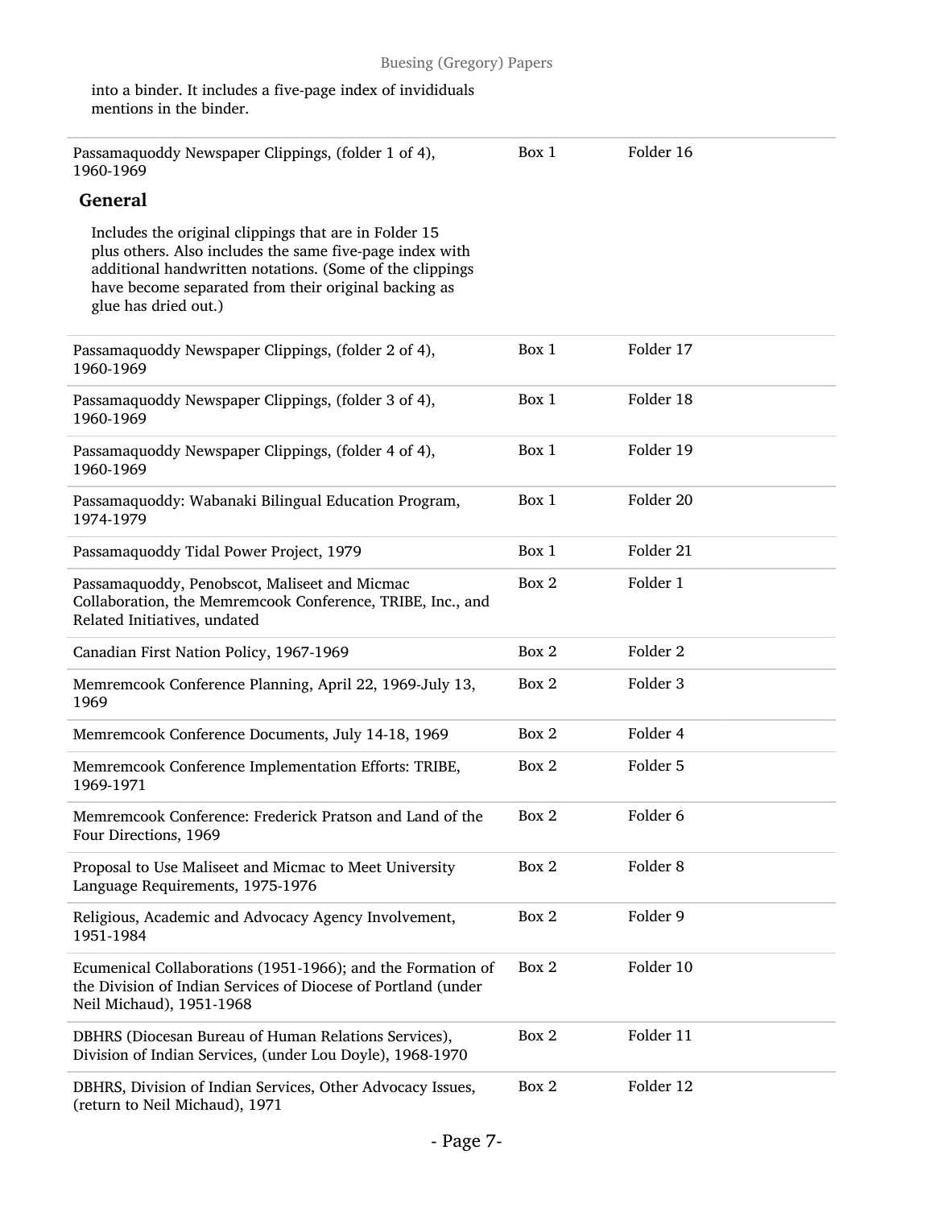into a binder. It includes a five-page index of invididuals mentions in the binder.

| | | |
|---|---|---|
| Passamaquoddy Newspaper Clippings, (folder 1 of 4), 1960-1969 | Box 1 | Folder 16 |

**General**

Includes the original clippings that are in Folder 15 plus others. Also includes the same five-page index with additional handwritten notations. (Some of the clippings have become separated from their original backing as glue has dried out.)

| | | |
|---|---|---|
| Passamaquoddy Newspaper Clippings, (folder 2 of 4), 1960-1969 | Box 1 | Folder 17 |
| Passamaquoddy Newspaper Clippings, (folder 3 of 4), 1960-1969 | Box 1 | Folder 18 |
| Passamaquoddy Newspaper Clippings, (folder 4 of 4), 1960-1969 | Box 1 | Folder 19 |
| Passamaquoddy: Wabanaki Bilingual Education Program, 1974-1979 | Box 1 | Folder 20 |
| Passamaquoddy Tidal Power Project, 1979 | Box 1 | Folder 21 |
| Passamaquoddy, Penobscot, Maliseet and Micmac Collaboration, the Memremcook Conference, TRIBE, Inc., and Related Initiatives, undated | Box 2 | Folder 1 |
| Canadian First Nation Policy, 1967-1969 | Box 2 | Folder 2 |
| Memremcook Conference Planning, April 22, 1969-July 13, 1969 | Box 2 | Folder 3 |
| Memremcook Conference Documents, July 14-18, 1969 | Box 2 | Folder 4 |
| Memremcook Conference Implementation Efforts: TRIBE, 1969-1971 | Box 2 | Folder 5 |
| Memremcook Conference: Frederick Pratson and Land of the Four Directions, 1969 | Box 2 | Folder 6 |
| Proposal to Use Maliseet and Micmac to Meet University Language Requirements, 1975-1976 | Box 2 | Folder 8 |
| Religious, Academic and Advocacy Agency Involvement, 1951-1984 | Box 2 | Folder 9 |
| Ecumenical Collaborations (1951-1966); and the Formation of the Division of Indian Services of Diocese of Portland (under Neil Michaud), 1951-1968 | Box 2 | Folder 10 |
| DBHRS (Diocesan Bureau of Human Relations Services), Division of Indian Services, (under Lou Doyle), 1968-1970 | Box 2 | Folder 11 |
| DBHRS, Division of Indian Services, Other Advocacy Issues, (return to Neil Michaud), 1971 | Box 2 | Folder 12 |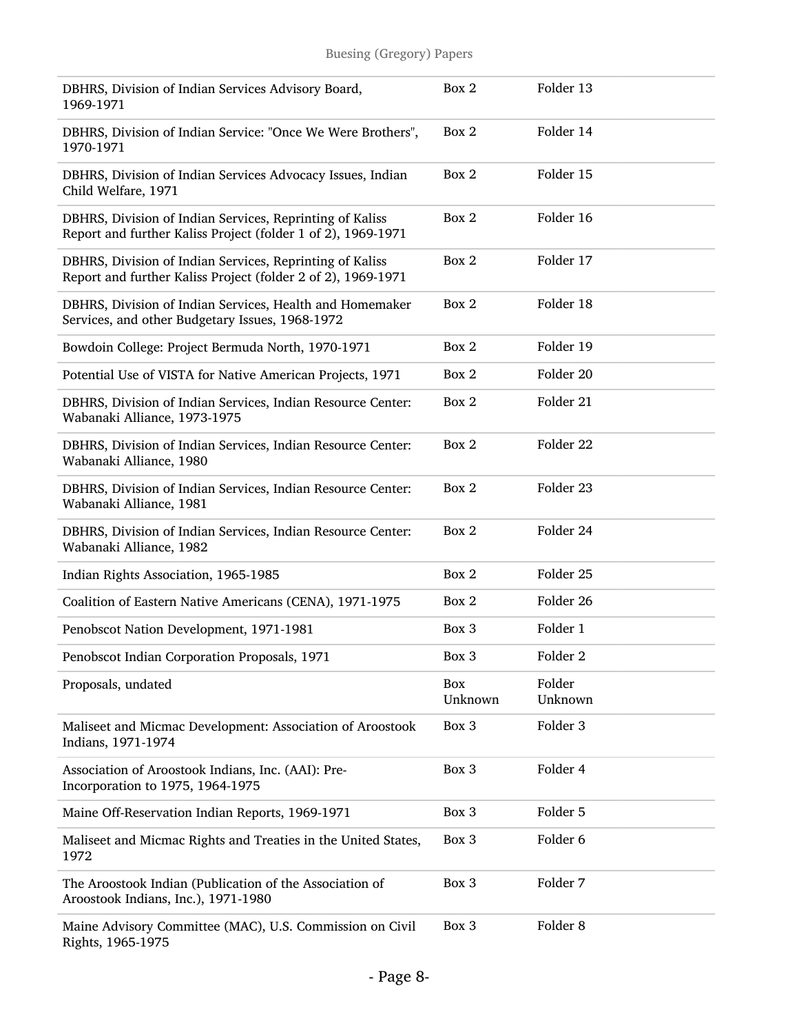| | | |
|---|---|---|
| DBHRS, Division of Indian Services Advisory Board, 1969-1971 | Box 2 | Folder 13 |
| DBHRS, Division of Indian Service: "Once We Were Brothers", 1970-1971 | Box 2 | Folder 14 |
| DBHRS, Division of Indian Services Advocacy Issues, Indian Child Welfare, 1971 | Box 2 | Folder 15 |
| DBHRS, Division of Indian Services, Reprinting of Kaliss Report and further Kaliss Project (folder 1 of 2), 1969-1971 | Box 2 | Folder 16 |
| DBHRS, Division of Indian Services, Reprinting of Kaliss Report and further Kaliss Project (folder 2 of 2), 1969-1971 | Box 2 | Folder 17 |
| DBHRS, Division of Indian Services, Health and Homemaker Services, and other Budgetary Issues, 1968-1972 | Box 2 | Folder 18 |
| Bowdoin College: Project Bermuda North, 1970-1971 | Box 2 | Folder 19 |
| Potential Use of VISTA for Native American Projects, 1971 | Box 2 | Folder 20 |
| DBHRS, Division of Indian Services, Indian Resource Center: Wabanaki Alliance, 1973-1975 | Box 2 | Folder 21 |
| DBHRS, Division of Indian Services, Indian Resource Center: Wabanaki Alliance, 1980 | Box 2 | Folder 22 |
| DBHRS, Division of Indian Services, Indian Resource Center: Wabanaki Alliance, 1981 | Box 2 | Folder 23 |
| DBHRS, Division of Indian Services, Indian Resource Center: Wabanaki Alliance, 1982 | Box 2 | Folder 24 |
| Indian Rights Association, 1965-1985 | Box 2 | Folder 25 |
| Coalition of Eastern Native Americans (CENA), 1971-1975 | Box 2 | Folder 26 |
| Penobscot Nation Development, 1971-1981 | Box 3 | Folder 1 |
| Penobscot Indian Corporation Proposals, 1971 | Box 3 | Folder 2 |
| Proposals, undated | Box Unknown | Folder Unknown |
| Maliseet and Micmac Development: Association of Aroostook Indians, 1971-1974 | Box 3 | Folder 3 |
| Association of Aroostook Indians, Inc. (AAI): Pre-Incorporation to 1975, 1964-1975 | Box 3 | Folder 4 |
| Maine Off-Reservation Indian Reports, 1969-1971 | Box 3 | Folder 5 |
| Maliseet and Micmac Rights and Treaties in the United States, 1972 | Box 3 | Folder 6 |
| The Aroostook Indian (Publication of the Association of Aroostook Indians, Inc.), 1971-1980 | Box 3 | Folder 7 |
| Maine Advisory Committee (MAC), U.S. Commission on Civil Rights, 1965-1975 | Box 3 | Folder 8 |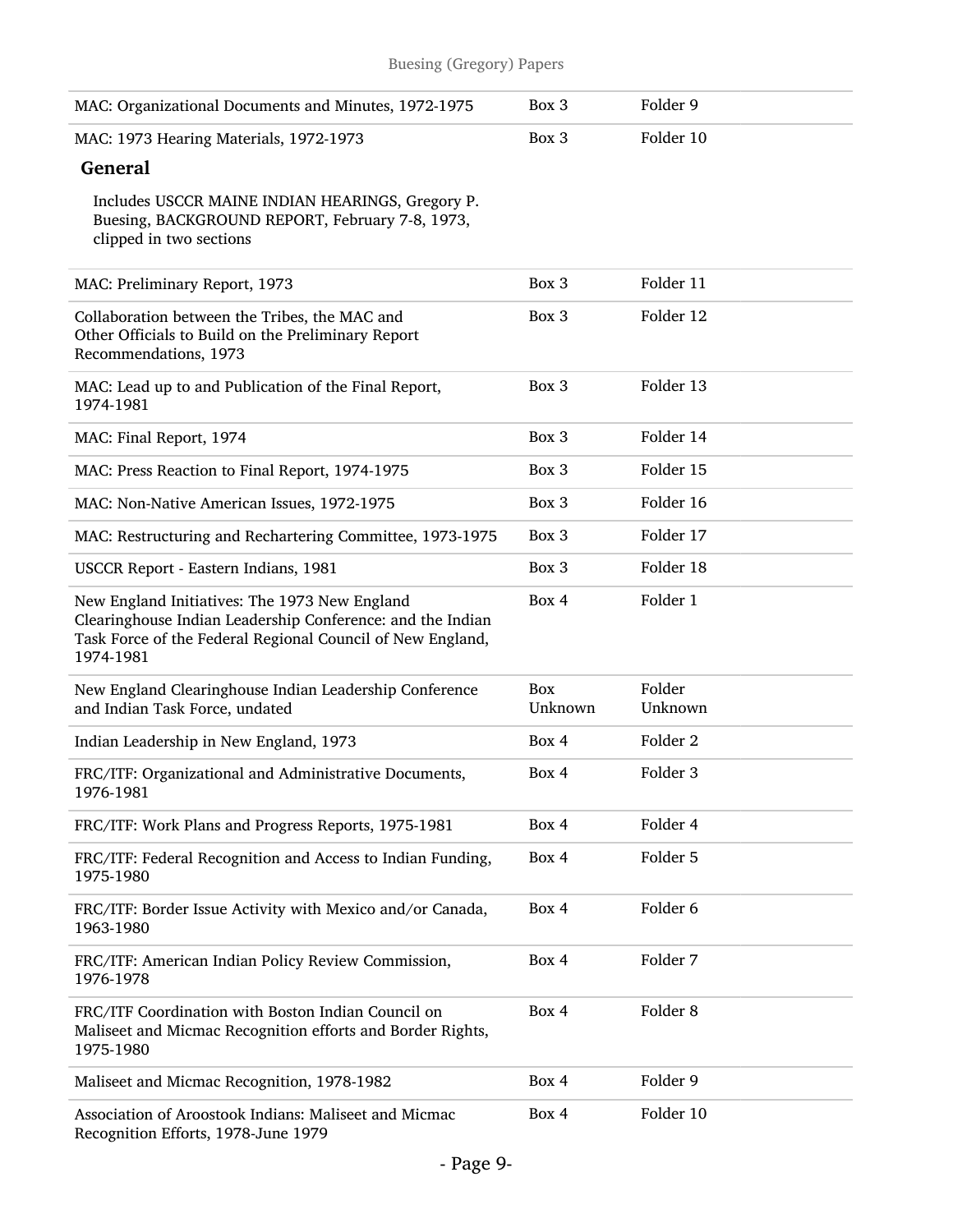| MAC: Organizational Documents and Minutes, 1972-1975 | Box 3 | Folder 9 |
|---|---|---|
| MAC: 1973 Hearing Materials, 1972-1973 | Box 3 | Folder 10 |

**General**

Includes USCCR MAINE INDIAN HEARINGS, Gregory P. Buesing, BACKGROUND REPORT, February 7-8, 1973, clipped in two sections

| | | |
|---|---|---|
| MAC: Preliminary Report, 1973 | Box 3 | Folder 11 |
| Collaboration between the Tribes, the MAC and Other Officials to Build on the Preliminary Report Recommendations, 1973 | Box 3 | Folder 12 |
| MAC: Lead up to and Publication of the Final Report, 1974-1981 | Box 3 | Folder 13 |
| MAC: Final Report, 1974 | Box 3 | Folder 14 |
| MAC: Press Reaction to Final Report, 1974-1975 | Box 3 | Folder 15 |
| MAC: Non-Native American Issues, 1972-1975 | Box 3 | Folder 16 |
| MAC: Restructuring and Rechartering Committee, 1973-1975 | Box 3 | Folder 17 |
| USCCR Report - Eastern Indians, 1981 | Box 3 | Folder 18 |
| New England Initiatives: The 1973 New England Clearinghouse Indian Leadership Conference: and the Indian Task Force of the Federal Regional Council of New England, 1974-1981 | Box 4 | Folder 1 |
| New England Clearinghouse Indian Leadership Conference and Indian Task Force, undated | Box Unknown | Folder Unknown |
| Indian Leadership in New England, 1973 | Box 4 | Folder 2 |
| FRC/ITF: Organizational and Administrative Documents, 1976-1981 | Box 4 | Folder 3 |
| FRC/ITF: Work Plans and Progress Reports, 1975-1981 | Box 4 | Folder 4 |
| FRC/ITF: Federal Recognition and Access to Indian Funding, 1975-1980 | Box 4 | Folder 5 |
| FRC/ITF: Border Issue Activity with Mexico and/or Canada, 1963-1980 | Box 4 | Folder 6 |
| FRC/ITF: American Indian Policy Review Commission, 1976-1978 | Box 4 | Folder 7 |
| FRC/ITF Coordination with Boston Indian Council on Maliseet and Micmac Recognition efforts and Border Rights, 1975-1980 | Box 4 | Folder 8 |
| Maliseet and Micmac Recognition, 1978-1982 | Box 4 | Folder 9 |
| Association of Aroostook Indians: Maliseet and Micmac Recognition Efforts, 1978-June 1979 | Box 4 | Folder 10 |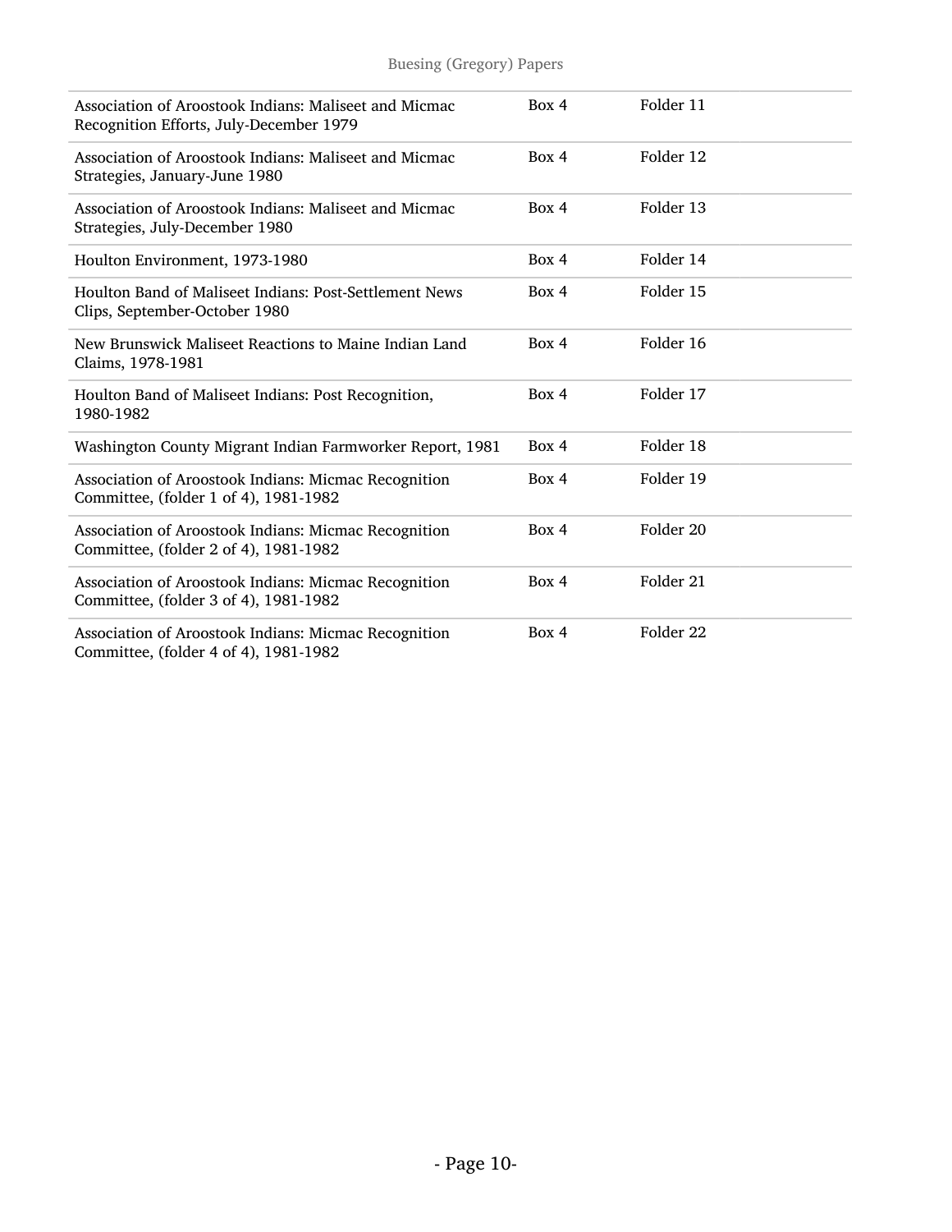| | | |
|---|---|---|
| Association of Aroostook Indians: Maliseet and Micmac Recognition Efforts, July-December 1979 | Box 4 | Folder 11 |
| Association of Aroostook Indians: Maliseet and Micmac Strategies, January-June 1980 | Box 4 | Folder 12 |
| Association of Aroostook Indians: Maliseet and Micmac Strategies, July-December 1980 | Box 4 | Folder 13 |
| Houlton Environment, 1973-1980 | Box 4 | Folder 14 |
| Houlton Band of Maliseet Indians: Post-Settlement News Clips, September-October 1980 | Box 4 | Folder 15 |
| New Brunswick Maliseet Reactions to Maine Indian Land Claims, 1978-1981 | Box 4 | Folder 16 |
| Houlton Band of Maliseet Indians: Post Recognition, 1980-1982 | Box 4 | Folder 17 |
| Washington County Migrant Indian Farmworker Report, 1981 | Box 4 | Folder 18 |
| Association of Aroostook Indians: Micmac Recognition Committee, (folder 1 of 4), 1981-1982 | Box 4 | Folder 19 |
| Association of Aroostook Indians: Micmac Recognition Committee, (folder 2 of 4), 1981-1982 | Box 4 | Folder 20 |
| Association of Aroostook Indians: Micmac Recognition Committee, (folder 3 of 4), 1981-1982 | Box 4 | Folder 21 |
| Association of Aroostook Indians: Micmac Recognition Committee, (folder 4 of 4), 1981-1982 | Box 4 | Folder 22 |